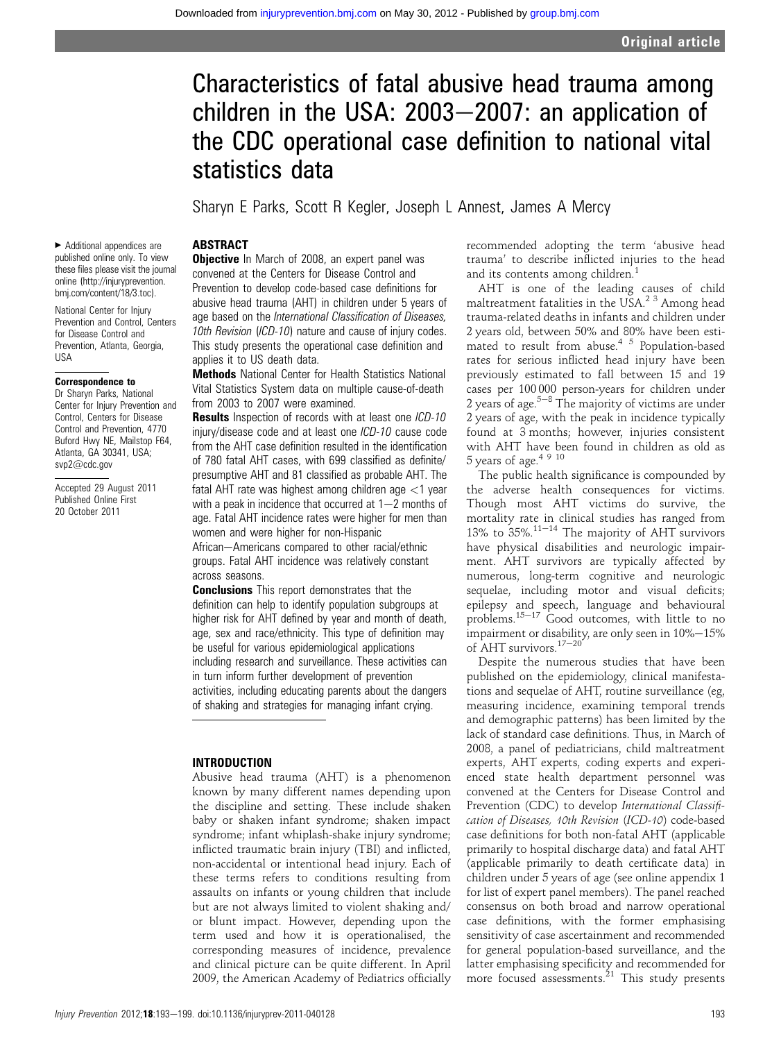# Characteristics of fatal abusive head trauma among children in the USA: 2003–2007: an application of the CDC operational case definition to national vital statistics data

Sharyn E Parks, Scott R Kegler, Joseph L Annest, James A Mercy

▸ Additional appendices are published online only. To view these files please visit the journal online (http://injuryprevention.bmj.com/content/18/3.toc).

National Center for Injury Prevention and Control, Centers for Disease Control and Prevention, Atlanta, Georgia, USA

**Correspondence to**
Dr Sharyn Parks, National Center for Injury Prevention and Control, Centers for Disease Control and Prevention, 4770 Buford Hwy NE, Mailstop F64, Atlanta, GA 30341, USA; svp2@cdc.gov

Accepted 29 August 2011
Published Online First 20 October 2011

## ABSTRACT

**Objective** In March of 2008, an expert panel was convened at the Centers for Disease Control and Prevention to develop code-based case definitions for abusive head trauma (AHT) in children under 5 years of age based on the *International Classification of Diseases, 10th Revision* (*ICD-10*) nature and cause of injury codes. This study presents the operational case definition and applies it to US death data.

**Methods** National Center for Health Statistics National Vital Statistics System data on multiple cause-of-death from 2003 to 2007 were examined.

**Results** Inspection of records with at least one *ICD-10* injury/disease code and at least one *ICD-10* cause code from the AHT case definition resulted in the identification of 780 fatal AHT cases, with 699 classified as definite/presumptive AHT and 81 classified as probable AHT. The fatal AHT rate was highest among children age <1 year with a peak in incidence that occurred at 1–2 months of age. Fatal AHT incidence rates were higher for men than women and were higher for non-Hispanic African–Americans compared to other racial/ethnic groups. Fatal AHT incidence was relatively constant across seasons.

**Conclusions** This report demonstrates that the definition can help to identify population subgroups at higher risk for AHT defined by year and month of death, age, sex and race/ethnicity. This type of definition may be useful for various epidemiological applications including research and surveillance. These activities can in turn inform further development of prevention activities, including educating parents about the dangers of shaking and strategies for managing infant crying.

## INTRODUCTION

Abusive head trauma (AHT) is a phenomenon known by many different names depending upon the discipline and setting. These include shaken baby or shaken infant syndrome; shaken impact syndrome; infant whiplash-shake injury syndrome; inflicted traumatic brain injury (TBI) and inflicted, non-accidental or intentional head injury. Each of these terms refers to conditions resulting from assaults on infants or young children that include but are not always limited to violent shaking and/or blunt impact. However, depending upon the term used and how it is operationalised, the corresponding measures of incidence, prevalence and clinical picture can be quite different. In April 2009, the American Academy of Pediatrics officially recommended adopting the term 'abusive head trauma' to describe inflicted injuries to the head and its contents among children.[1]

AHT is one of the leading causes of child maltreatment fatalities in the USA.[2,3] Among head trauma-related deaths in infants and children under 2 years old, between 50% and 80% have been estimated to result from abuse.[4,5] Population-based rates for serious inflicted head injury have been previously estimated to fall between 15 and 19 cases per 100 000 person-years for children under 2 years of age.[5–8] The majority of victims are under 2 years of age, with the peak in incidence typically found at 3 months; however, injuries consistent with AHT have been found in children as old as 5 years of age.[4,9,10]

The public health significance is compounded by the adverse health consequences for victims. Though most AHT victims do survive, the mortality rate in clinical studies has ranged from 13% to 35%.[11–14] The majority of AHT survivors have physical disabilities and neurologic impairment. AHT survivors are typically affected by numerous, long-term cognitive and neurologic sequelae, including motor and visual deficits; epilepsy and speech, language and behavioural problems.[15–17] Good outcomes, with little to no impairment or disability, are only seen in 10%–15% of AHT survivors.[17–20]

Despite the numerous studies that have been published on the epidemiology, clinical manifestations and sequelae of AHT, routine surveillance (eg, measuring incidence, examining temporal trends and demographic patterns) has been limited by the lack of standard case definitions. Thus, in March of 2008, a panel of pediatricians, child maltreatment experts, AHT experts, coding experts and experienced state health department personnel was convened at the Centers for Disease Control and Prevention (CDC) to develop *International Classification of Diseases, 10th Revision* (*ICD-10*) code-based case definitions for both non-fatal AHT (applicable primarily to hospital discharge data) and fatal AHT (applicable primarily to death certificate data) in children under 5 years of age (see online appendix 1 for list of expert panel members). The panel reached consensus on both broad and narrow operational case definitions, with the former emphasising sensitivity of case ascertainment and recommended for general population-based surveillance, and the latter emphasising specificity and recommended for more focused assessments.[21] This study presents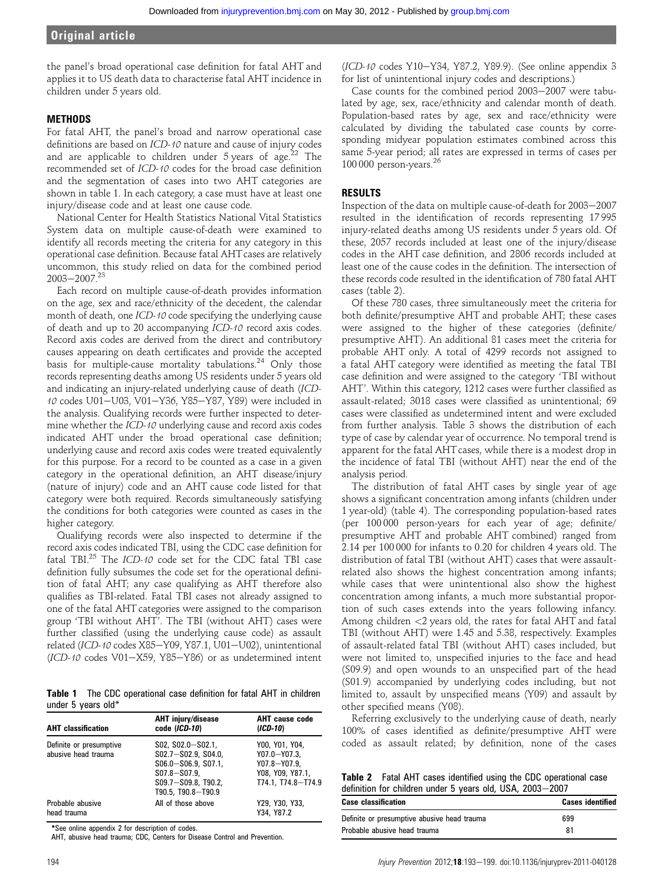the panel's broad operational case definition for fatal AHT and applies it to US death data to characterise fatal AHT incidence in children under 5 years old.

## METHODS

For fatal AHT, the panel's broad and narrow operational case definitions are based on *ICD-10* nature and cause of injury codes and are applicable to children under 5 years of age.[22] The recommended set of *ICD-10* codes for the broad case definition and the segmentation of cases into two AHT categories are shown in table 1. In each category, a case must have at least one injury/disease code and at least one cause code.

National Center for Health Statistics National Vital Statistics System data on multiple cause-of-death were examined to identify all records meeting the criteria for any category in this operational case definition. Because fatal AHT cases are relatively uncommon, this study relied on data for the combined period 2003–2007.[23]

Each record on multiple cause-of-death provides information on the age, sex and race/ethnicity of the decedent, the calendar month of death, one *ICD-10* code specifying the underlying cause of death and up to 20 accompanying *ICD-10* record axis codes. Record axis codes are derived from the direct and contributory causes appearing on death certificates and provide the accepted basis for multiple-cause mortality tabulations.[24] Only those records representing deaths among US residents under 5 years old and indicating an injury-related underlying cause of death (*ICD-10* codes U01–U03, V01–Y36, Y85–Y87, Y89) were included in the analysis. Qualifying records were further inspected to determine whether the *ICD-10* underlying cause and record axis codes indicated AHT under the broad operational case definition; underlying cause and record axis codes were treated equivalently for this purpose. For a record to be counted as a case in a given category in the operational definition, an AHT disease/injury (nature of injury) code and an AHT cause code listed for that category were both required. Records simultaneously satisfying the conditions for both categories were counted as cases in the higher category.

Qualifying records were also inspected to determine if the record axis codes indicated TBI, using the CDC case definition for fatal TBI.[25] The *ICD-10* code set for the CDC fatal TBI case definition fully subsumes the code set for the operational definition of fatal AHT; any case qualifying as AHT therefore also qualifies as TBI-related. Fatal TBI cases not already assigned to one of the fatal AHT categories were assigned to the comparison group 'TBI without AHT'. The TBI (without AHT) cases were further classified (using the underlying cause code) as assault related (*ICD-10* codes X85–Y09, Y87.1, U01–U02), unintentional (*ICD-10* codes V01–X59, Y85–Y86) or as undetermined intent (*ICD-10* codes Y10–Y34, Y87.2, Y89.9). (See online appendix 3 for list of unintentional injury codes and descriptions.)

Case counts for the combined period 2003–2007 were tabulated by age, sex, race/ethnicity and calendar month of death. Population-based rates by age, sex and race/ethnicity were calculated by dividing the tabulated case counts by corresponding midyear population estimates combined across this same 5-year period; all rates are expressed in terms of cases per 100 000 person-years.[26]

**Table 1** The CDC operational case definition for fatal AHT in children under 5 years old*

| AHT classification | AHT injury/disease code (*ICD-10*) | AHT cause code (*ICD-10*) |
|---|---|---|
| Definite or presumptive abusive head trauma | S02, S02.0–S02.1, S02.7–S02.9, S04.0, S06.0–S06.9, S07.1, S07.8–S07.9, S09.7–S09.8, T90.2, T90.5, T90.8–T90.9 | Y00, Y01, Y04, Y07.0–Y07.3, Y07.8–Y07.9, Y08, Y09, Y87.1, T74.1, T74.8–T74.9 |
| Probable abusive head trauma | All of those above | Y29, Y30, Y33, Y34, Y87.2 |

*See online appendix 2 for description of codes.
AHT, abusive head trauma; CDC, Centers for Disease Control and Prevention.

## RESULTS

Inspection of the data on multiple cause-of-death for 2003–2007 resulted in the identification of records representing 17 995 injury-related deaths among US residents under 5 years old. Of these, 2057 records included at least one of the injury/disease codes in the AHT case definition, and 2806 records included at least one of the cause codes in the definition. The intersection of these records code resulted in the identification of 780 fatal AHT cases (table 2).

Of these 780 cases, three simultaneously meet the criteria for both definite/presumptive AHT and probable AHT; these cases were assigned to the higher of these categories (definite/presumptive AHT). An additional 81 cases meet the criteria for probable AHT only. A total of 4299 records not assigned to a fatal AHT category were identified as meeting the fatal TBI case definition and were assigned to the category 'TBI without AHT'. Within this category, 1212 cases were further classified as assault-related; 3018 cases were classified as unintentional; 69 cases were classified as undetermined intent and were excluded from further analysis. Table 3 shows the distribution of each type of case by calendar year of occurrence. No temporal trend is apparent for the fatal AHT cases, while there is a modest drop in the incidence of fatal TBI (without AHT) near the end of the analysis period.

The distribution of fatal AHT cases by single year of age shows a significant concentration among infants (children under 1 year-old) (table 4). The corresponding population-based rates (per 100 000 person-years for each year of age; definite/presumptive AHT and probable AHT combined) ranged from 2.14 per 100 000 for infants to 0.20 for children 4 years old. The distribution of fatal TBI (without AHT) cases that were assault-related also shows the highest concentration among infants; while cases that were unintentional also show the highest concentration among infants, a much more substantial proportion of such cases extends into the years following infancy. Among children <2 years old, the rates for fatal AHT and fatal TBI (without AHT) were 1.45 and 5.38, respectively. Examples of assault-related fatal TBI (without AHT) cases included, but were not limited to, unspecified injuries to the face and head (S09.9) and open wounds to an unspecified part of the head (S01.9) accompanied by underlying codes including, but not limited to, assault by unspecified means (Y09) and assault by other specified means (Y08).

Referring exclusively to the underlying cause of death, nearly 100% of cases identified as definite/presumptive AHT were coded as assault related; by definition, none of the cases

**Table 2** Fatal AHT cases identified using the CDC operational case definition for children under 5 years old, USA, 2003–2007

| Case classification | Cases identified |
|---|---|
| Definite or presumptive abusive head trauma | 699 |
| Probable abusive head trauma | 81 |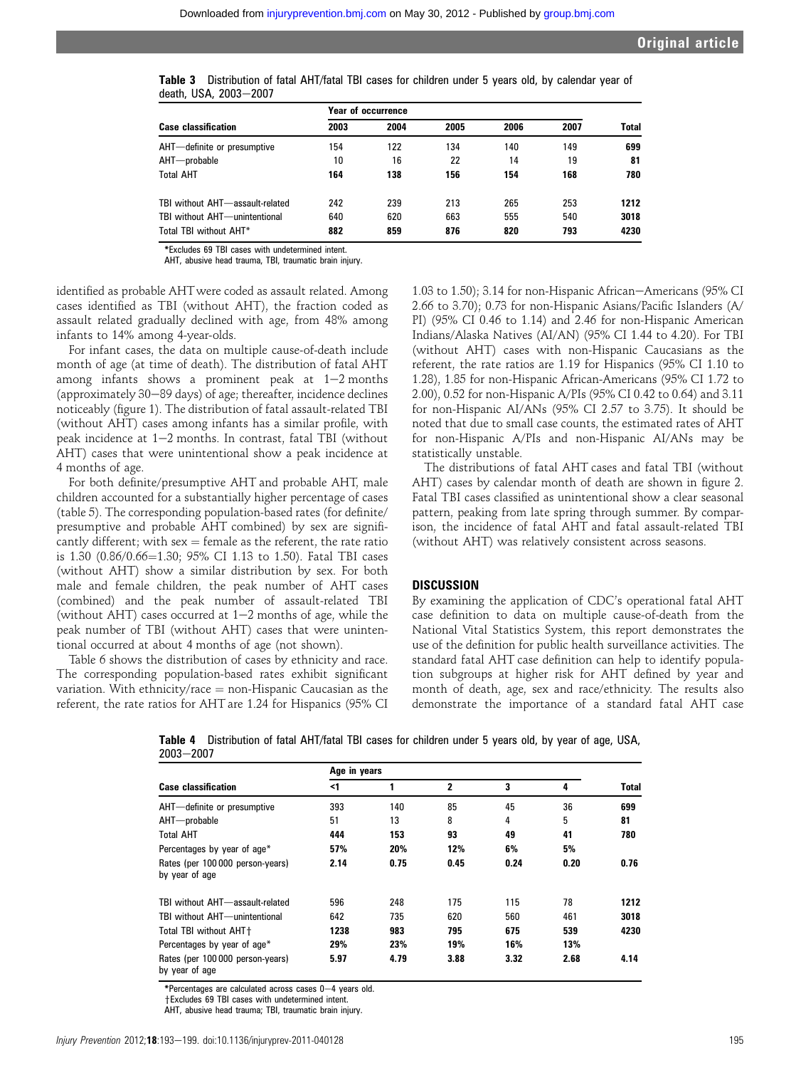**Table 3** Distribution of fatal AHT/fatal TBI cases for children under 5 years old, by calendar year of death, USA, 2003–2007

| Case classification | Year of occurrence | | | | | Total |
|---|---|---|---|---|---|---|
| | 2003 | 2004 | 2005 | 2006 | 2007 | |
| AHT—definite or presumptive | 154 | 122 | 134 | 140 | 149 | **699** |
| AHT—probable | 10 | 16 | 22 | 14 | 19 | **81** |
| Total AHT | **164** | **138** | **156** | **154** | **168** | **780** |
| TBI without AHT—assault-related | 242 | 239 | 213 | 265 | 253 | **1212** |
| TBI without AHT—unintentional | 640 | 620 | 663 | 555 | 540 | **3018** |
| Total TBI without AHT* | **882** | **859** | **876** | **820** | **793** | **4230** |

*Excludes 69 TBI cases with undetermined intent.
AHT, abusive head trauma, TBI, traumatic brain injury.

identified as probable AHT were coded as assault related. Among cases identified as TBI (without AHT), the fraction coded as assault related gradually declined with age, from 48% among infants to 14% among 4-year-olds.

For infant cases, the data on multiple cause-of-death include month of age (at time of death). The distribution of fatal AHT among infants shows a prominent peak at 1–2 months (approximately 30–89 days) of age; thereafter, incidence declines noticeably (figure 1). The distribution of fatal assault-related TBI (without AHT) cases among infants has a similar profile, with peak incidence at 1–2 months. In contrast, fatal TBI (without AHT) cases that were unintentional show a peak incidence at 4 months of age.

For both definite/presumptive AHT and probable AHT, male children accounted for a substantially higher percentage of cases (table 5). The corresponding population-based rates (for definite/presumptive and probable AHT combined) by sex are significantly different; with sex = female as the referent, the rate ratio is 1.30 (0.86/0.66=1.30; 95% CI 1.13 to 1.50). Fatal TBI cases (without AHT) show a similar distribution by sex. For both male and female children, the peak number of AHT cases (combined) and the peak number of assault-related TBI (without AHT) cases occurred at 1–2 months of age, while the peak number of TBI (without AHT) cases that were unintentional occurred at about 4 months of age (not shown).

Table 6 shows the distribution of cases by ethnicity and race. The corresponding population-based rates exhibit significant variation. With ethnicity/race = non-Hispanic Caucasian as the referent, the rate ratios for AHT are 1.24 for Hispanics (95% CI 1.03 to 1.50); 3.14 for non-Hispanic African–Americans (95% CI 2.66 to 3.70); 0.73 for non-Hispanic Asians/Pacific Islanders (A/PI) (95% CI 0.46 to 1.14) and 2.46 for non-Hispanic American Indians/Alaska Natives (AI/AN) (95% CI 1.44 to 4.20). For TBI (without AHT) cases with non-Hispanic Caucasians as the referent, the rate ratios are 1.19 for Hispanics (95% CI 1.10 to 1.28), 1.85 for non-Hispanic African-Americans (95% CI 1.72 to 2.00), 0.52 for non-Hispanic A/PIs (95% CI 0.42 to 0.64) and 3.11 for non-Hispanic AI/ANs (95% CI 2.57 to 3.75). It should be noted that due to small case counts, the estimated rates of AHT for non-Hispanic A/PIs and non-Hispanic AI/ANs may be statistically unstable.

The distributions of fatal AHT cases and fatal TBI (without AHT) cases by calendar month of death are shown in figure 2. Fatal TBI cases classified as unintentional show a clear seasonal pattern, peaking from late spring through summer. By comparison, the incidence of fatal AHT and fatal assault-related TBI (without AHT) was relatively consistent across seasons.

## DISCUSSION

By examining the application of CDC's operational fatal AHT case definition to data on multiple cause-of-death from the National Vital Statistics System, this report demonstrates the use of the definition for public health surveillance activities. The standard fatal AHT case definition can help to identify population subgroups at higher risk for AHT defined by year and month of death, age, sex and race/ethnicity. The results also demonstrate the importance of a standard fatal AHT case

**Table 4** Distribution of fatal AHT/fatal TBI cases for children under 5 years old, by year of age, USA, 2003–2007

| Case classification | Age in years | | | | | Total |
|---|---|---|---|---|---|---|
| | <1 | 1 | 2 | 3 | 4 | |
| AHT—definite or presumptive | 393 | 140 | 85 | 45 | 36 | **699** |
| AHT—probable | 51 | 13 | 8 | 4 | 5 | **81** |
| Total AHT | **444** | **153** | **93** | **49** | **41** | **780** |
| Percentages by year of age* | **57%** | **20%** | **12%** | **6%** | **5%** | |
| Rates (per 100 000 person-years) by year of age | **2.14** | **0.75** | **0.45** | **0.24** | **0.20** | **0.76** |
| TBI without AHT—assault-related | 596 | 248 | 175 | 115 | 78 | **1212** |
| TBI without AHT—unintentional | 642 | 735 | 620 | 560 | 461 | **3018** |
| Total TBI without AHT† | **1238** | **983** | **795** | **675** | **539** | **4230** |
| Percentages by year of age* | **29%** | **23%** | **19%** | **16%** | **13%** | |
| Rates (per 100 000 person-years) by year of age | **5.97** | **4.79** | **3.88** | **3.32** | **2.68** | **4.14** |

*Percentages are calculated across cases 0–4 years old.
†Excludes 69 TBI cases with undetermined intent.
AHT, abusive head trauma; TBI, traumatic brain injury.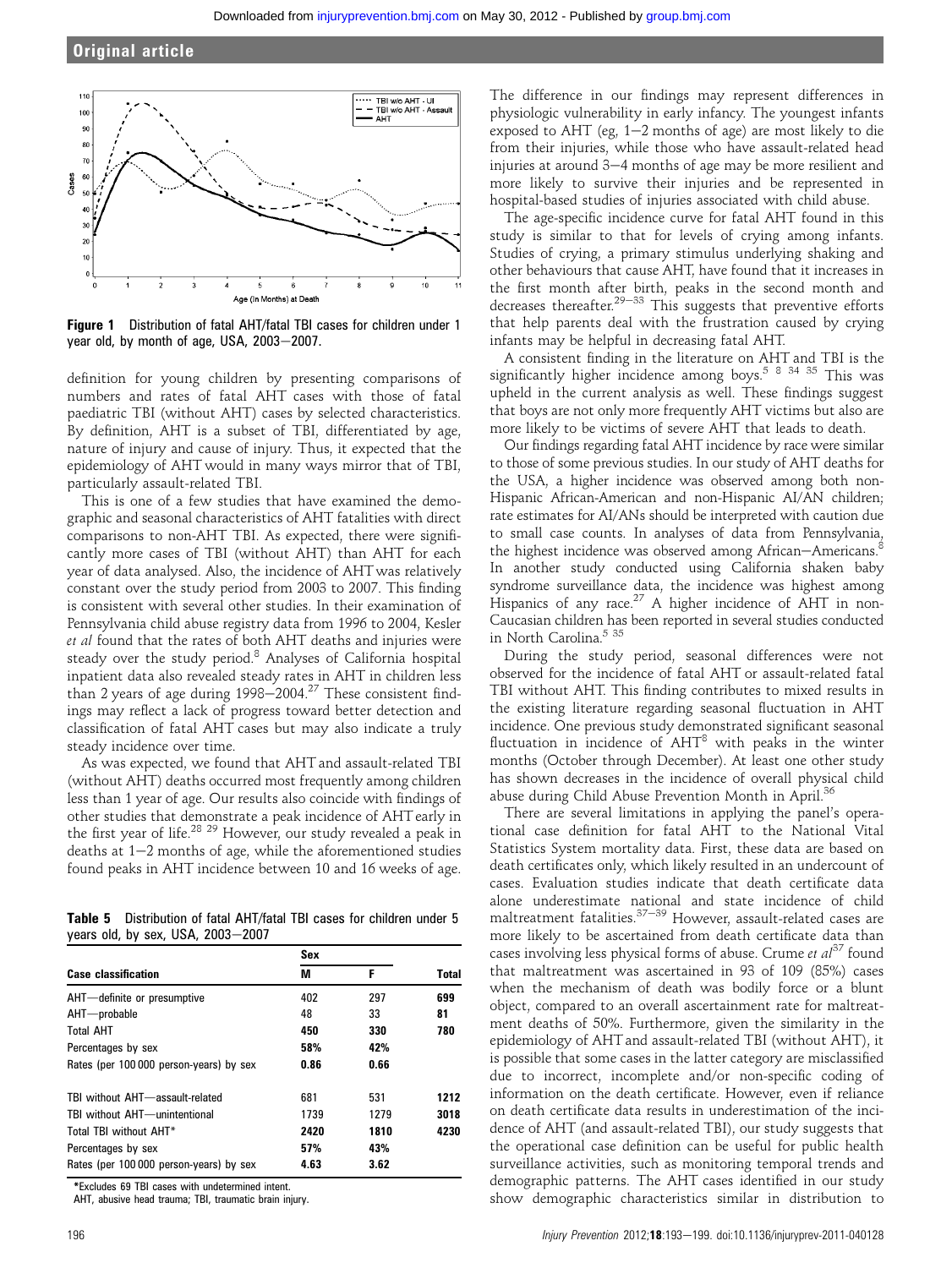Figure 1 Distribution of fatal AHT/fatal TBI cases for children under 1 year old, by month of age, USA, 2003–2007.

definition for young children by presenting comparisons of numbers and rates of fatal AHT cases with those of fatal paediatric TBI (without AHT) cases by selected characteristics. By definition, AHT is a subset of TBI, differentiated by age, nature of injury and cause of injury. Thus, it expected that the epidemiology of AHT would in many ways mirror that of TBI, particularly assault-related TBI.

This is one of a few studies that have examined the demographic and seasonal characteristics of AHT fatalities with direct comparisons to non-AHT TBI. As expected, there were significantly more cases of TBI (without AHT) than AHT for each year of data analysed. Also, the incidence of AHT was relatively constant over the study period from 2003 to 2007. This finding is consistent with several other studies. In their examination of Pennsylvania child abuse registry data from 1996 to 2004, Kesler *et al* found that the rates of both AHT deaths and injuries were steady over the study period.[8] Analyses of California hospital inpatient data also revealed steady rates in AHT in children less than 2 years of age during 1998–2004.[27] These consistent findings may reflect a lack of progress toward better detection and classification of fatal AHT cases but may also indicate a truly steady incidence over time.

As was expected, we found that AHT and assault-related TBI (without AHT) deaths occurred most frequently among children less than 1 year of age. Our results also coincide with findings of other studies that demonstrate a peak incidence of AHT early in the first year of life.[28 29] However, our study revealed a peak in deaths at 1–2 months of age, while the aforementioned studies found peaks in AHT incidence between 10 and 16 weeks of age.

**Table 5** Distribution of fatal AHT/fatal TBI cases for children under 5 years old, by sex, USA, 2003–2007

| Case classification | Sex | | Total |
|---|---|---|---|
| | M | F | |
| AHT—definite or presumptive | 402 | 297 | **699** |
| AHT—probable | 48 | 33 | **81** |
| Total AHT | 450 | 330 | **780** |
| Percentages by sex | **58%** | **42%** | |
| Rates (per 100 000 person-years) by sex | **0.86** | **0.66** | |
| TBI without AHT—assault-related | 681 | 531 | **1212** |
| TBI without AHT—unintentional | 1739 | 1279 | **3018** |
| Total TBI without AHT* | **2420** | **1810** | **4230** |
| Percentages by sex | **57%** | **43%** | |
| Rates (per 100 000 person-years) by sex | **4.63** | **3.62** | |

*Excludes 69 TBI cases with undetermined intent.
AHT, abusive head trauma; TBI, traumatic brain injury.

The difference in our findings may represent differences in physiologic vulnerability in early infancy. The youngest infants exposed to AHT (eg, 1–2 months of age) are most likely to die from their injuries, while those who have assault-related head injuries at around 3–4 months of age may be more resilient and more likely to survive their injuries and be represented in hospital-based studies of injuries associated with child abuse.

The age-specific incidence curve for fatal AHT found in this study is similar to that for levels of crying among infants. Studies of crying, a primary stimulus underlying shaking and other behaviours that cause AHT, have found that it increases in the first month after birth, peaks in the second month and decreases thereafter.[29–33] This suggests that preventive efforts that help parents deal with the frustration caused by crying infants may be helpful in decreasing fatal AHT.

A consistent finding in the literature on AHT and TBI is the significantly higher incidence among boys.[5 8 34 35] This was upheld in the current analysis as well. These findings suggest that boys are not only more frequently AHT victims but also are more likely to be victims of severe AHT that leads to death.

Our findings regarding fatal AHT incidence by race were similar to those of some previous studies. In our study of AHT deaths for the USA, a higher incidence was observed among both non-Hispanic African-American and non-Hispanic AI/AN children; rate estimates for AI/ANs should be interpreted with caution due to small case counts. In analyses of data from Pennsylvania, the highest incidence was observed among African–Americans.[8] In another study conducted using California shaken baby syndrome surveillance data, the incidence was highest among Hispanics of any race.[27] A higher incidence of AHT in non-Caucasian children has been reported in several studies conducted in North Carolina.[5 35]

During the study period, seasonal differences were not observed for the incidence of fatal AHT or assault-related fatal TBI without AHT. This finding contributes to mixed results in the existing literature regarding seasonal fluctuation in AHT incidence. One previous study demonstrated significant seasonal fluctuation in incidence of AHT[8] with peaks in the winter months (October through December). At least one other study has shown decreases in the incidence of overall physical child abuse during Child Abuse Prevention Month in April.[36]

There are several limitations in applying the panel's operational case definition for fatal AHT to the National Vital Statistics System mortality data. First, these data are based on death certificates only, which likely resulted in an undercount of cases. Evaluation studies indicate that death certificate data alone underestimate national and state incidence of child maltreatment fatalities.[37–39] However, assault-related cases are more likely to be ascertained from death certificate data than cases involving less physical forms of abuse. Crume *et al*[37] found that maltreatment was ascertained in 93 of 109 (85%) cases when the mechanism of death was bodily force or a blunt object, compared to an overall ascertainment rate for maltreatment deaths of 50%. Furthermore, given the similarity in the epidemiology of AHT and assault-related TBI (without AHT), it is possible that some cases in the latter category are misclassified due to incorrect, incomplete and/or non-specific coding of information on the death certificate. However, even if reliance on death certificate data results in underestimation of the incidence of AHT (and assault-related TBI), our study suggests that the operational case definition can be useful for public health surveillance activities, such as monitoring temporal trends and demographic patterns. The AHT cases identified in our study show demographic characteristics similar in distribution to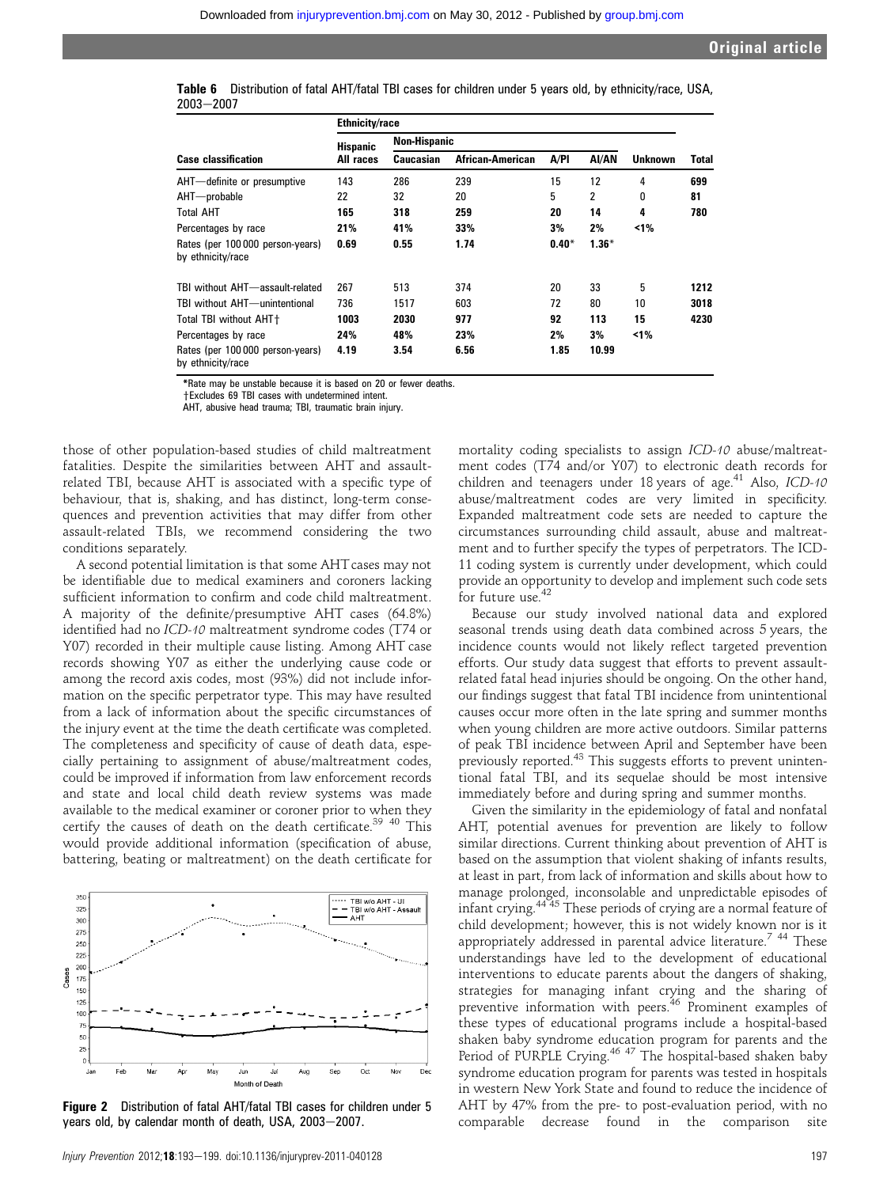**Table 6** Distribution of fatal AHT/fatal TBI cases for children under 5 years old, by ethnicity/race, USA, 2003–2007

| | Ethnicity/race | | | | | | |
|---|---|---|---|---|---|---|---|
| | Hispanic | Non-Hispanic | | | | | |
| **Case classification** | **All races** | **Caucasian** | **African-American** | **A/PI** | **AI/AN** | **Unknown** | **Total** |
| AHT—definite or presumptive | 143 | 286 | 239 | 15 | 12 | 4 | **699** |
| AHT—probable | 22 | 32 | 20 | 5 | 2 | 0 | **81** |
| Total AHT | **165** | **318** | **259** | **20** | **14** | **4** | **780** |
| Percentages by race | **21%** | **41%** | **33%** | **3%** | **2%** | **<1%** | |
| Rates (per 100 000 person-years) by ethnicity/race | **0.69** | **0.55** | **1.74** | **0.40*** | **1.36*** | | |
| TBI without AHT—assault-related | 267 | 513 | 374 | 20 | 33 | 5 | **1212** |
| TBI without AHT—unintentional | 736 | 1517 | 603 | 72 | 80 | 10 | **3018** |
| Total TBI without AHT† | **1003** | **2030** | **977** | **92** | **113** | **15** | **4230** |
| Percentages by race | **24%** | **48%** | **23%** | **2%** | **3%** | **<1%** | |
| Rates (per 100 000 person-years) by ethnicity/race | **4.19** | **3.54** | **6.56** | **1.85** | **10.99** | | |

*Rate may be unstable because it is based on 20 or fewer deaths.
†Excludes 69 TBI cases with undetermined intent.
AHT, abusive head trauma; TBI, traumatic brain injury.

those of other population-based studies of child maltreatment fatalities. Despite the similarities between AHT and assault-related TBI, because AHT is associated with a specific type of behaviour, that is, shaking, and has distinct, long-term consequences and prevention activities that may differ from other assault-related TBIs, we recommend considering the two conditions separately.

A second potential limitation is that some AHT cases may not be identifiable due to medical examiners and coroners lacking sufficient information to confirm and code child maltreatment. A majority of the definite/presumptive AHT cases (64.8%) identified had no *ICD-10* maltreatment syndrome codes (T74 or Y07) recorded in their multiple cause listing. Among AHT case records showing Y07 as either the underlying cause code or among the record axis codes, most (93%) did not include information on the specific perpetrator type. This may have resulted from a lack of information about the specific circumstances of the injury event at the time the death certificate was completed. The completeness and specificity of cause of death data, especially pertaining to assignment of abuse/maltreatment codes, could be improved if information from law enforcement records and state and local child death review systems was made available to the medical examiner or coroner prior to when they certify the causes of death on the death certificate.[39 40] This would provide additional information (specification of abuse, battering, beating or maltreatment) on the death certificate for

**Figure 2** Distribution of fatal AHT/fatal TBI cases for children under 5 years old, by calendar month of death, USA, 2003–2007.

mortality coding specialists to assign *ICD-10* abuse/maltreatment codes (T74 and/or Y07) to electronic death records for children and teenagers under 18 years of age.[41] Also, *ICD-10* abuse/maltreatment codes are very limited in specificity. Expanded maltreatment code sets are needed to capture the circumstances surrounding child assault, abuse and maltreatment and to further specify the types of perpetrators. The ICD-11 coding system is currently under development, which could provide an opportunity to develop and implement such code sets for future use.[42]

Because our study involved national data and explored seasonal trends using death data combined across 5 years, the incidence counts would not likely reflect targeted prevention efforts. Our study data suggest that efforts to prevent assault-related fatal head injuries should be ongoing. On the other hand, our findings suggest that fatal TBI incidence from unintentional causes occur more often in the late spring and summer months when young children are more active outdoors. Similar patterns of peak TBI incidence between April and September have been previously reported.[43] This suggests efforts to prevent unintentional fatal TBI, and its sequelae should be most intensive immediately before and during spring and summer months.

Given the similarity in the epidemiology of fatal and nonfatal AHT, potential avenues for prevention are likely to follow similar directions. Current thinking about prevention of AHT is based on the assumption that violent shaking of infants results, at least in part, from lack of information and skills about how to manage prolonged, inconsolable and unpredictable episodes of infant crying.[44 45] These periods of crying are a normal feature of child development; however, this is not widely known nor is it appropriately addressed in parental advice literature.[7 44] These understandings have led to the development of educational interventions to educate parents about the dangers of shaking, strategies for managing infant crying and the sharing of preventive information with peers.[46] Prominent examples of these types of educational programs include a hospital-based shaken baby syndrome education program for parents and the Period of PURPLE Crying.[46 47] The hospital-based shaken baby syndrome education program for parents was tested in hospitals in western New York State and found to reduce the incidence of AHT by 47% from the pre- to post-evaluation period, with no comparable decrease found in the comparison site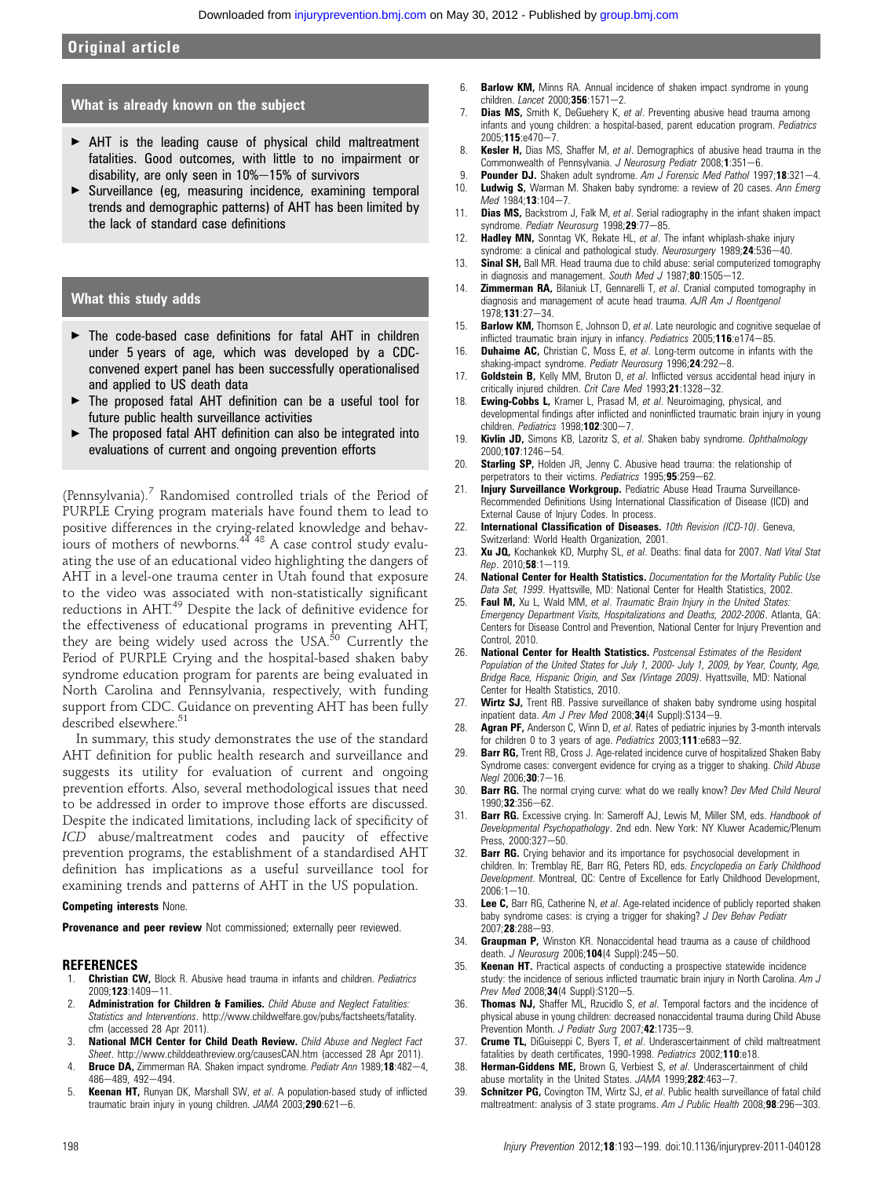## What is already known on the subject

- AHT is the leading cause of physical child maltreatment fatalities. Good outcomes, with little to no impairment or disability, are only seen in 10%–15% of survivors
- Surveillance (eg, measuring incidence, examining temporal trends and demographic patterns) of AHT has been limited by the lack of standard case definitions

## What this study adds

- The code-based case definitions for fatal AHT in children under 5 years of age, which was developed by a CDC-convened expert panel has been successfully operationalised and applied to US death data
- The proposed fatal AHT definition can be a useful tool for future public health surveillance activities
- The proposed fatal AHT definition can also be integrated into evaluations of current and ongoing prevention efforts

(Pennsylvania).[7] Randomised controlled trials of the Period of PURPLE Crying program materials have found them to lead to positive differences in the crying-related knowledge and behaviours of mothers of newborns.[44 48] A case control study evaluating the use of an educational video highlighting the dangers of AHT in a level-one trauma center in Utah found that exposure to the video was associated with non-statistically significant reductions in AHT.[49] Despite the lack of definitive evidence for the effectiveness of educational programs in preventing AHT, they are being widely used across the USA.[50] Currently the Period of PURPLE Crying and the hospital-based shaken baby syndrome education program for parents are being evaluated in North Carolina and Pennsylvania, respectively, with funding support from CDC. Guidance on preventing AHT has been fully described elsewhere.[51]

In summary, this study demonstrates the use of the standard AHT definition for public health research and surveillance and suggests its utility for evaluation of current and ongoing prevention efforts. Also, several methodological issues that need to be addressed in order to improve those efforts are discussed. Despite the indicated limitations, including lack of specificity of *ICD* abuse/maltreatment codes and paucity of effective prevention programs, the establishment of a standardised AHT definition has implications as a useful surveillance tool for examining trends and patterns of AHT in the US population.

**Competing interests** None.

**Provenance and peer review** Not commissioned; externally peer reviewed.

## REFERENCES

1. **Christian CW,** Block R. Abusive head trauma in infants and children. *Pediatrics* 2009;**123**:1409–11.
2. **Administration for Children & Families.** *Child Abuse and Neglect Fatalities: Statistics and Interventions*. http://www.childwelfare.gov/pubs/factsheets/fatality.cfm (accessed 28 Apr 2011).
3. **National MCH Center for Child Death Review.** *Child Abuse and Neglect Fact Sheet*. http://www.childdeathreview.org/causesCAN.htm (accessed 28 Apr 2011).
4. **Bruce DA,** Zimmerman RA. Shaken impact syndrome. *Pediatr Ann* 1989;**18**:482–4, 486–489, 492–494.
5. **Keenan HT,** Runyan DK, Marshall SW, *et al*. A population-based study of inflicted traumatic brain injury in young children. *JAMA* 2003;**290**:621–6.
6. **Barlow KM,** Minns RA. Annual incidence of shaken impact syndrome in young children. *Lancet* 2000;**356**:1571–2.
7. **Dias MS,** Smith K, DeGuehery K, *et al*. Preventing abusive head trauma among infants and young children: a hospital-based, parent education program. *Pediatrics* 2005;**115**:e470–7.
8. **Kesler H,** Dias MS, Shaffer M, *et al*. Demographics of abusive head trauma in the Commonwealth of Pennsylvania. *J Neurosurg Pediatr* 2008;**1**:351–6.
9. **Pounder DJ.** Shaken adult syndrome. *Am J Forensic Med Pathol* 1997;**18**:321–4.
10. **Ludwig S,** Warman M. Shaken baby syndrome: a review of 20 cases. *Ann Emerg Med* 1984;**13**:104–7.
11. **Dias MS,** Backstrom J, Falk M, *et al*. Serial radiography in the infant shaken impact syndrome. *Pediatr Neurosurg* 1998;**29**:77–85.
12. **Hadley MN,** Sonntag VK, Rekate HL, *et al*. The infant whiplash-shake injury syndrome: a clinical and pathological study. *Neurosurgery* 1989;**24**:536–40.
13. **Sinal SH,** Ball MR. Head trauma due to child abuse: serial computerized tomography in diagnosis and management. *South Med J* 1987;**80**:1505–12.
14. **Zimmerman RA,** Bilaniuk LT, Gennarelli T, *et al*. Cranial computed tomography in diagnosis and management of acute head trauma. *AJR Am J Roentgenol* 1978;**131**:27–34.
15. **Barlow KM,** Thomson E, Johnson D, *et al*. Late neurologic and cognitive sequelae of inflicted traumatic brain injury in infancy. *Pediatrics* 2005;**116**:e174–85.
16. **Duhaime AC,** Christian C, Moss E, *et al*. Long-term outcome in infants with the shaking-impact syndrome. *Pediatr Neurosurg* 1996;**24**:292–8.
17. **Goldstein B,** Kelly MM, Bruton D, *et al*. Inflicted versus accidental head injury in critically injured children. *Crit Care Med* 1993;**21**:1328–32.
18. **Ewing-Cobbs L,** Kramer L, Prasad M, *et al*. Neuroimaging, physical, and developmental findings after inflicted and noninflicted traumatic brain injury in young children. *Pediatrics* 1998;**102**:300–7.
19. **Kivlin JD,** Simons KB, Lazoritz S, *et al*. Shaken baby syndrome. *Ophthalmology* 2000;**107**:1246–54.
20. **Starling SP,** Holden JR, Jenny C. Abusive head trauma: the relationship of perpetrators to their victims. *Pediatrics* 1995;**95**:259–62.
21. **Injury Surveillance Workgroup.** Pediatric Abuse Head Trauma Surveillance-Recommended Definitions Using International Classification of Disease (ICD) and External Cause of Injury Codes. In process.
22. **International Classification of Diseases.** *10th Revision (ICD-10)*. Geneva, Switzerland: World Health Organization, 2001.
23. **Xu JQ,** Kochankek KD, Murphy SL, *et al*. Deaths: final data for 2007. *Natl Vital Stat Rep*. 2010;**58**:1–119.
24. **National Center for Health Statistics.** *Documentation for the Mortality Public Use Data Set, 1999*. Hyattsville, MD: National Center for Health Statistics, 2002.
25. **Faul M,** Xu L, Wald MM, *et al*. *Traumatic Brain Injury in the United States: Emergency Department Visits, Hospitalizations and Deaths, 2002-2006*. Atlanta, GA: Centers for Disease Control and Prevention, National Center for Injury Prevention and Control, 2010.
26. **National Center for Health Statistics.** *Postcensal Estimates of the Resident Population of the United States for July 1, 2000- July 1, 2009, by Year, County, Age, Bridge Race, Hispanic Origin, and Sex (Vintage 2009)*. Hyattsville, MD: National Center for Health Statistics, 2010.
27. **Wirtz SJ,** Trent RB. Passive surveillance of shaken baby syndrome using hospital inpatient data. *Am J Prev Med* 2008;**34**(4 Suppl):S134–9.
28. **Agran PF,** Anderson C, Winn D, *et al*. Rates of pediatric injuries by 3-month intervals for children 0 to 3 years of age. *Pediatrics* 2003;**111**:e683–92.
29. **Barr RG,** Trent RB, Cross J. Age-related incidence curve of hospitalized Shaken Baby Syndrome cases: convergent evidence for crying as a trigger to shaking. *Child Abuse Negl* 2006;**30**:7–16.
30. **Barr RG.** The normal crying curve: what do we really know? *Dev Med Child Neurol* 1990;**32**:356–62.
31. **Barr RG.** Excessive crying. In: Sameroff AJ, Lewis M, Miller SM, eds. *Handbook of Developmental Psychopathology*. 2nd edn. New York: NY Kluwer Academic/Plenum Press, 2000:327–50.
32. **Barr RG.** Crying behavior and its importance for psychosocial development in children. In: Tremblay RE, Barr RG, Peters RD, eds. *Encyclopedia on Early Childhood Development*. Montreal, QC: Centre of Excellence for Early Childhood Development, 2006:1–10.
33. **Lee C,** Barr RG, Catherine N, *et al*. Age-related incidence of publicly reported shaken baby syndrome cases: is crying a trigger for shaking? *J Dev Behav Pediatr* 2007;**28**:288–93.
34. **Graupman P,** Winston KR. Nonaccidental head trauma as a cause of childhood death. *J Neurosurg* 2006;**104**(4 Suppl):245–50.
35. **Keenan HT.** Practical aspects of conducting a prospective statewide incidence study: the incidence of serious inflicted traumatic brain injury in North Carolina. *Am J Prev Med* 2008;**34**(4 Suppl):S120–5.
36. **Thomas NJ,** Shaffer ML, Rzucidlo S, *et al*. Temporal factors and the incidence of physical abuse in young children: decreased nonaccidental trauma during Child Abuse Prevention Month. *J Pediatr Surg* 2007;**42**:1735–9.
37. **Crume TL,** DiGuiseppi C, Byers T, *et al*. Underascertainment of child maltreatment fatalities by death certificates, 1990-1998. *Pediatrics* 2002;**110**:e18.
38. **Herman-Giddens ME,** Brown G, Verbiest S, *et al*. Underascertainment of child abuse mortality in the United States. *JAMA* 1999;**282**:463–7.
39. **Schnitzer PG,** Covington TM, Wirtz SJ, *et al*. Public health surveillance of fatal child maltreatment: analysis of 3 state programs. *Am J Public Health* 2008;**98**:296–303.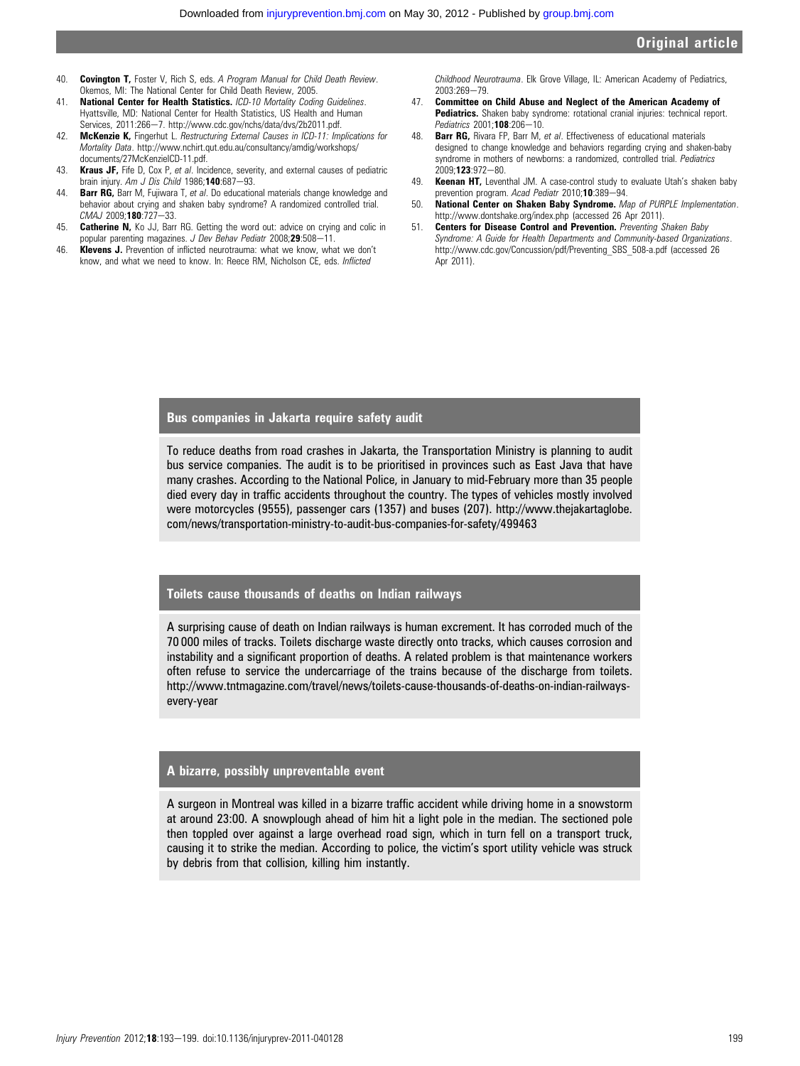40. **Covington T,** Foster V, Rich S, eds. *A Program Manual for Child Death Review*. Okemos, MI: The National Center for Child Death Review, 2005.
41. **National Center for Health Statistics.** *ICD-10 Mortality Coding Guidelines*. Hyattsville, MD: National Center for Health Statistics, US Health and Human Services, 2011:266–7. http://www.cdc.gov/nchs/data/dvs/2b2011.pdf.
42. **McKenzie K,** Fingerhut L. *Restructuring External Causes in ICD-11: Implications for Mortality Data*. http://www.nchirt.qut.edu.au/consultancy/amdig/workshops/documents/27McKenzieICD-11.pdf.
43. **Kraus JF,** Fife D, Cox P, *et al*. Incidence, severity, and external causes of pediatric brain injury. *Am J Dis Child* 1986;**140**:687–93.
44. **Barr RG,** Barr M, Fujiwara T, *et al*. Do educational materials change knowledge and behavior about crying and shaken baby syndrome? A randomized controlled trial. *CMAJ* 2009;**180**:727–33.
45. **Catherine N,** Ko JJ, Barr RG. Getting the word out: advice on crying and colic in popular parenting magazines. *J Dev Behav Pediatr* 2008;**29**:508–11.
46. **Klevens J.** Prevention of inflicted neurotrauma: what we know, what we don't know, and what we need to know. In: Reece RM, Nicholson CE, eds. *Inflicted Childhood Neurotrauma*. Elk Grove Village, IL: American Academy of Pediatrics, 2003:269–79.
47. **Committee on Child Abuse and Neglect of the American Academy of Pediatrics.** Shaken baby syndrome: rotational cranial injuries: technical report. *Pediatrics* 2001;**108**:206–10.
48. **Barr RG,** Rivara FP, Barr M, *et al*. Effectiveness of educational materials designed to change knowledge and behaviors regarding crying and shaken-baby syndrome in mothers of newborns: a randomized, controlled trial. *Pediatrics* 2009;**123**:972–80.
49. **Keenan HT,** Leventhal JM. A case-control study to evaluate Utah's shaken baby prevention program. *Acad Pediatr* 2010;**10**:389–94.
50. **National Center on Shaken Baby Syndrome.** *Map of PURPLE Implementation*. http://www.dontshake.org/index.php (accessed 26 Apr 2011).
51. **Centers for Disease Control and Prevention.** *Preventing Shaken Baby Syndrome: A Guide for Health Departments and Community-based Organizations*. http://www.cdc.gov/Concussion/pdf/Preventing_SBS_508-a.pdf (accessed 26 Apr 2011).

## Bus companies in Jakarta require safety audit

To reduce deaths from road crashes in Jakarta, the Transportation Ministry is planning to audit bus service companies. The audit is to be prioritised in provinces such as East Java that have many crashes. According to the National Police, in January to mid-February more than 35 people died every day in traffic accidents throughout the country. The types of vehicles mostly involved were motorcycles (9555), passenger cars (1357) and buses (207). http://www.thejakartaglobe.com/news/transportation-ministry-to-audit-bus-companies-for-safety/499463

## Toilets cause thousands of deaths on Indian railways

A surprising cause of death on Indian railways is human excrement. It has corroded much of the 70 000 miles of tracks. Toilets discharge waste directly onto tracks, which causes corrosion and instability and a significant proportion of deaths. A related problem is that maintenance workers often refuse to service the undercarriage of the trains because of the discharge from toilets. http://www.tntmagazine.com/travel/news/toilets-cause-thousands-of-deaths-on-indian-railways-every-year

## A bizarre, possibly unpreventable event

A surgeon in Montreal was killed in a bizarre traffic accident while driving home in a snowstorm at around 23:00. A snowplough ahead of him hit a light pole in the median. The sectioned pole then toppled over against a large overhead road sign, which in turn fell on a transport truck, causing it to strike the median. According to police, the victim's sport utility vehicle was struck by debris from that collision, killing him instantly.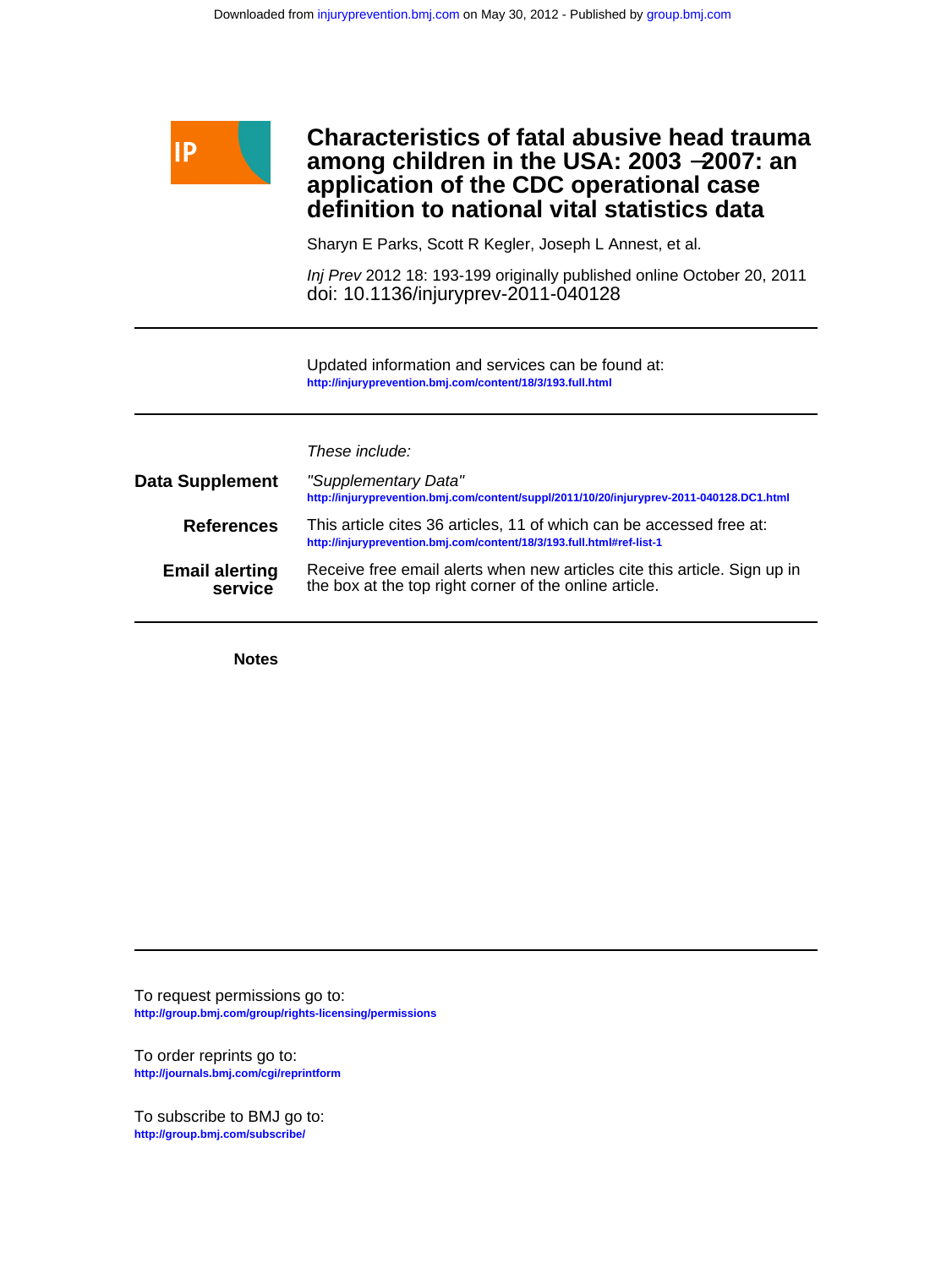Downloaded from injuryprevention.bmj.com on May 30, 2012 - Published by group.bmj.com

IP

# Characteristics of fatal abusive head trauma among children in the USA: 2003 −2007: an application of the CDC operational case definition to national vital statistics data

Sharyn E Parks, Scott R Kegler, Joseph L Annest, et al.

*Inj Prev* 2012 18: 193-199 originally published online October 20, 2011
doi: 10.1136/injuryprev-2011-040128

Updated information and services can be found at:
http://injuryprevention.bmj.com/content/18/3/193.full.html

*These include:*

**Data Supplement**
*"Supplementary Data"*
http://injuryprevention.bmj.com/content/suppl/2011/10/20/injuryprev-2011-040128.DC1.html

**References**
This article cites 36 articles, 11 of which can be accessed free at:
http://injuryprevention.bmj.com/content/18/3/193.full.html#ref-list-1

**Email alerting service**
Receive free email alerts when new articles cite this article. Sign up in the box at the top right corner of the online article.

**Notes**

To request permissions go to:
http://group.bmj.com/group/rights-licensing/permissions

To order reprints go to:
http://journals.bmj.com/cgi/reprintform

To subscribe to BMJ go to:
http://group.bmj.com/subscribe/